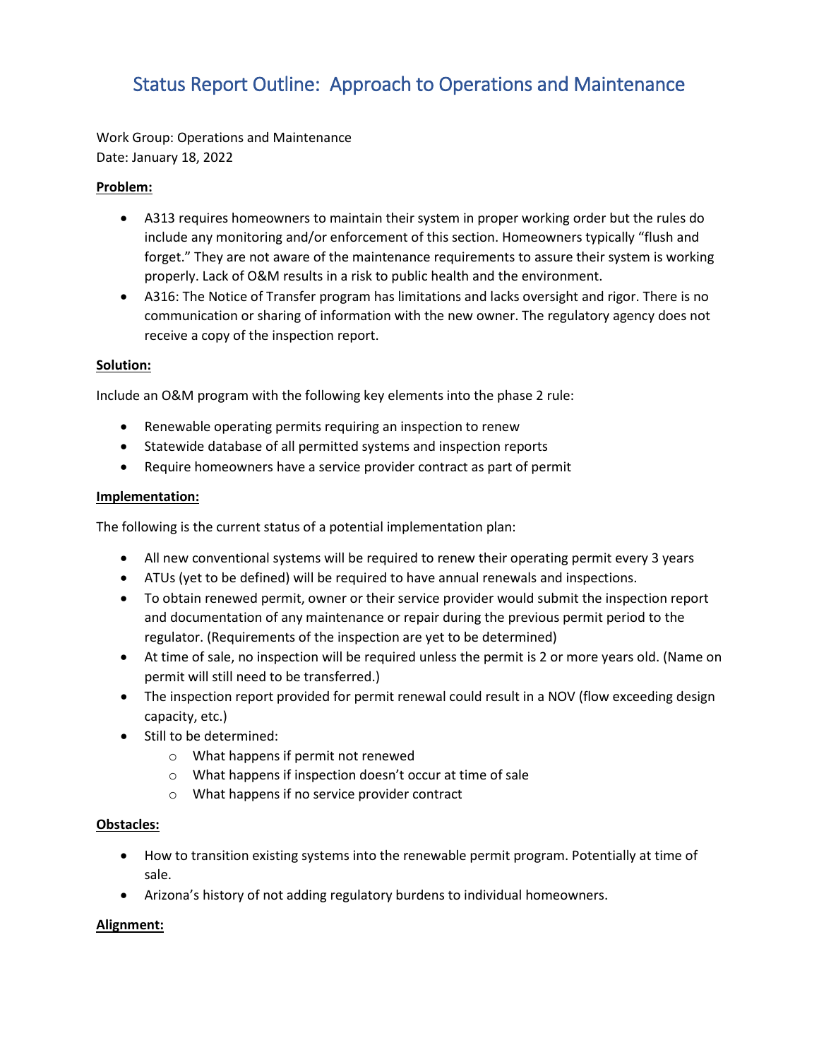# Status Report Outline: Approach to Operations and Maintenance

Work Group: Operations and Maintenance
Date: January 18, 2022

**Problem:**

- A313 requires homeowners to maintain their system in proper working order but the rules do include any monitoring and/or enforcement of this section. Homeowners typically "flush and forget." They are not aware of the maintenance requirements to assure their system is working properly. Lack of O&M results in a risk to public health and the environment.
- A316: The Notice of Transfer program has limitations and lacks oversight and rigor. There is no communication or sharing of information with the new owner. The regulatory agency does not receive a copy of the inspection report.

**Solution:**

Include an O&M program with the following key elements into the phase 2 rule:

- Renewable operating permits requiring an inspection to renew
- Statewide database of all permitted systems and inspection reports
- Require homeowners have a service provider contract as part of permit

**Implementation:**

The following is the current status of a potential implementation plan:

- All new conventional systems will be required to renew their operating permit every 3 years
- ATUs (yet to be defined) will be required to have annual renewals and inspections.
- To obtain renewed permit, owner or their service provider would submit the inspection report and documentation of any maintenance or repair during the previous permit period to the regulator. (Requirements of the inspection are yet to be determined)
- At time of sale, no inspection will be required unless the permit is 2 or more years old. (Name on permit will still need to be transferred.)
- The inspection report provided for permit renewal could result in a NOV (flow exceeding design capacity, etc.)
- Still to be determined:
  - What happens if permit not renewed
  - What happens if inspection doesn't occur at time of sale
  - What happens if no service provider contract

**Obstacles:**

- How to transition existing systems into the renewable permit program. Potentially at time of sale.
- Arizona's history of not adding regulatory burdens to individual homeowners.

**Alignment:**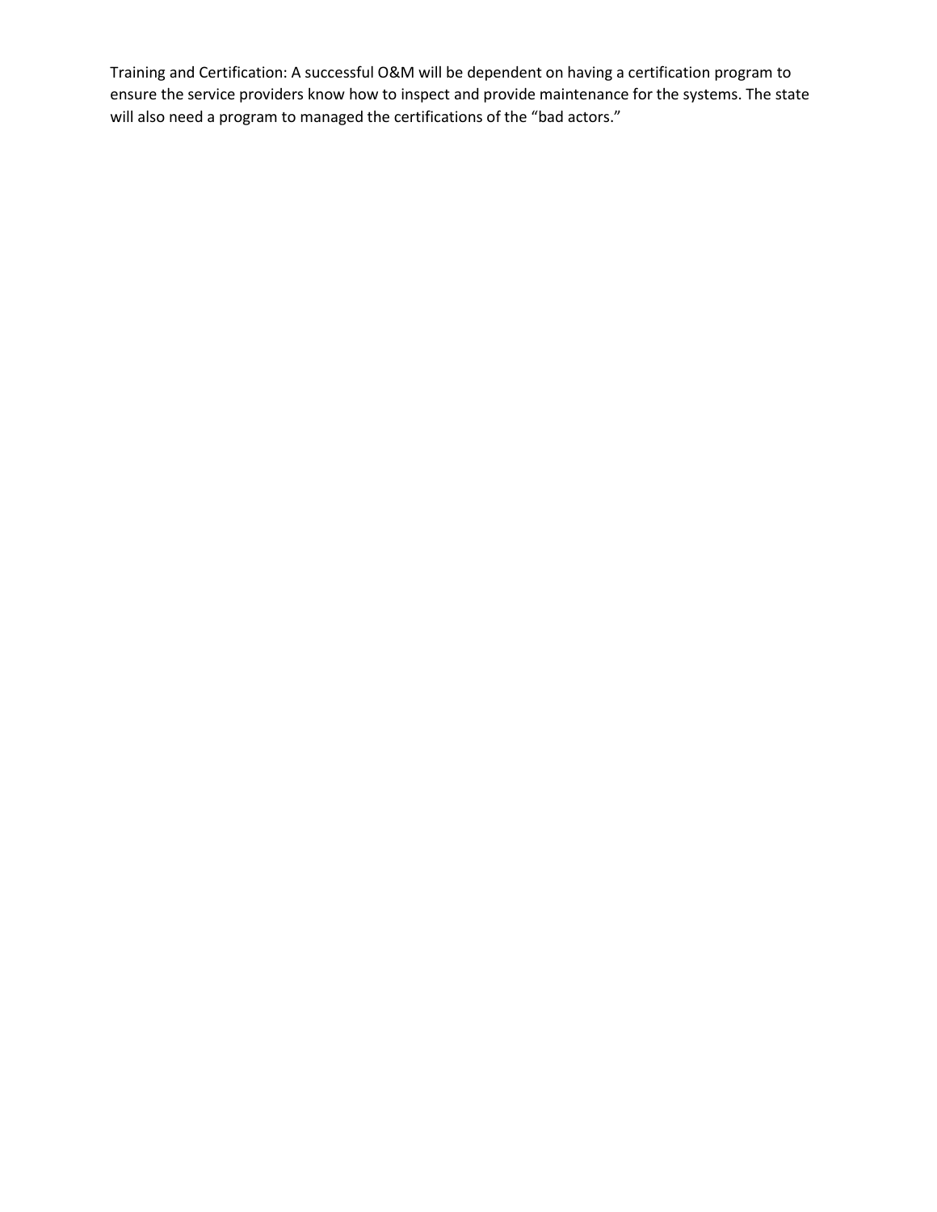Training and Certification: A successful O&M will be dependent on having a certification program to ensure the service providers know how to inspect and provide maintenance for the systems. The state will also need a program to managed the certifications of the "bad actors."